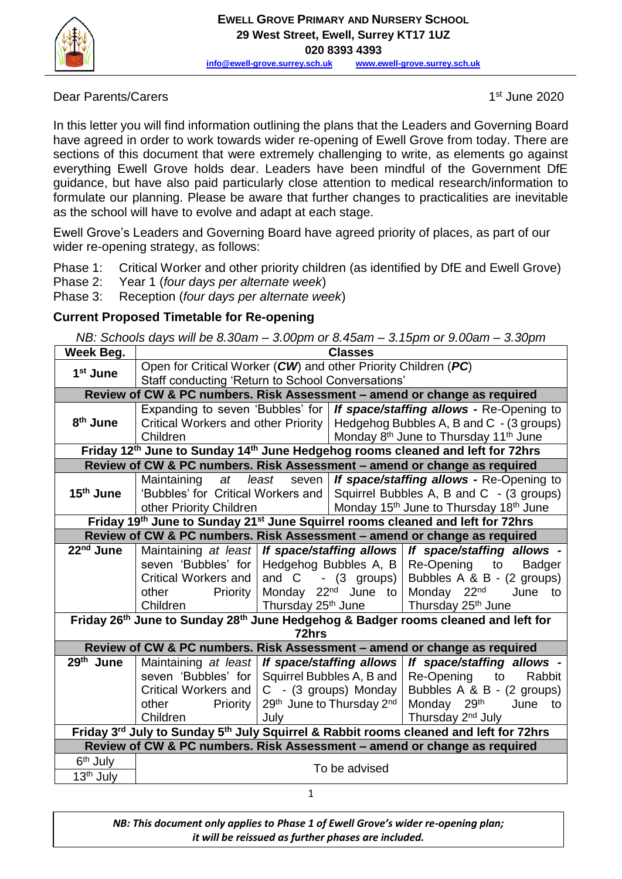**EWELL GROVE PRIMARY AND NURSERY SCHOOL**
**29 West Street, Ewell, Surrey KT17 1UZ**
**020 8393 4393**
info@ewell-grove.surrey.sch.uk www.ewell-grove.surrey.sch.uk

Dear Parents/Carers

1st June 2020

In this letter you will find information outlining the plans that the Leaders and Governing Board have agreed in order to work towards wider re-opening of Ewell Grove from today. There are sections of this document that were extremely challenging to write, as elements go against everything Ewell Grove holds dear. Leaders have been mindful of the Government DfE guidance, but have also paid particularly close attention to medical research/information to formulate our planning. Please be aware that further changes to practicalities are inevitable as the school will have to evolve and adapt at each stage.

Ewell Grove's Leaders and Governing Board have agreed priority of places, as part of our wider re-opening strategy, as follows:

Phase 1: Critical Worker and other priority children (as identified by DfE and Ewell Grove)
Phase 2: Year 1 (*four days per alternate week*)
Phase 3: Reception (*four days per alternate week*)

### Current Proposed Timetable for Re-opening

*NB: Schools days will be 8.30am – 3.00pm or 8.45am – 3.15pm or 9.00am – 3.30pm*

| Week Beg. | Classes | | |
|---|---|---|---|
| **1st June** | Open for Critical Worker (***CW***) and other Priority Children (***PC***) Staff conducting 'Return to School Conversations' | | |
| **Review of CW & PC numbers. Risk Assessment – amend or change as required** | | | |
| **8th June** | Expanding to seven 'Bubbles' for Critical Workers and other Priority Children | ***If space/staffing allows*** - Re-Opening to Hedgehog Bubbles A, B and C - (3 groups) Monday 8th June to Thursday 11th June | |
| **Friday 12th June to Sunday 14th June Hedgehog rooms cleaned and left for 72hrs** | | | |
| **Review of CW & PC numbers. Risk Assessment – amend or change as required** | | | |
| **15th June** | Maintaining *at least* seven 'Bubbles' for Critical Workers and other Priority Children | ***If space/staffing allows*** - Re-Opening to Squirrel Bubbles A, B and C - (3 groups) Monday 15th June to Thursday 18th June | |
| **Friday 19th June to Sunday 21st June Squirrel rooms cleaned and left for 72hrs** | | | |
| **Review of CW & PC numbers. Risk Assessment – amend or change as required** | | | |
| **22nd June** | Maintaining *at least* seven 'Bubbles' for Critical Workers and other Priority Children | ***If space/staffing allows*** Hedgehog Bubbles A, B and C - (3 groups) Monday 22nd June to Thursday 25th June | ***If space/staffing allows*** - Re-Opening to Badger Bubbles A & B - (2 groups) Monday 22nd June to Thursday 25th June |
| **Friday 26th June to Sunday 28th June Hedgehog & Badger rooms cleaned and left for 72hrs** | | | |
| **Review of CW & PC numbers. Risk Assessment – amend or change as required** | | | |
| **29th June** | Maintaining *at least* seven 'Bubbles' for Critical Workers and other Priority Children | ***If space/staffing allows*** Squirrel Bubbles A, B and C - (3 groups) Monday 29th June to Thursday 2nd July | ***If space/staffing allows*** - Re-Opening to Rabbit Bubbles A & B - (2 groups) Monday 29th June to Thursday 2nd July |
| **Friday 3rd July to Sunday 5th July Squirrel & Rabbit rooms cleaned and left for 72hrs** | | | |
| **Review of CW & PC numbers. Risk Assessment – amend or change as required** | | | |
| 6th July | To be advised | | |
| 13th July | | | |

***NB: This document only applies to Phase 1 of Ewell Grove's wider re-opening plan; it will be reissued as further phases are included.***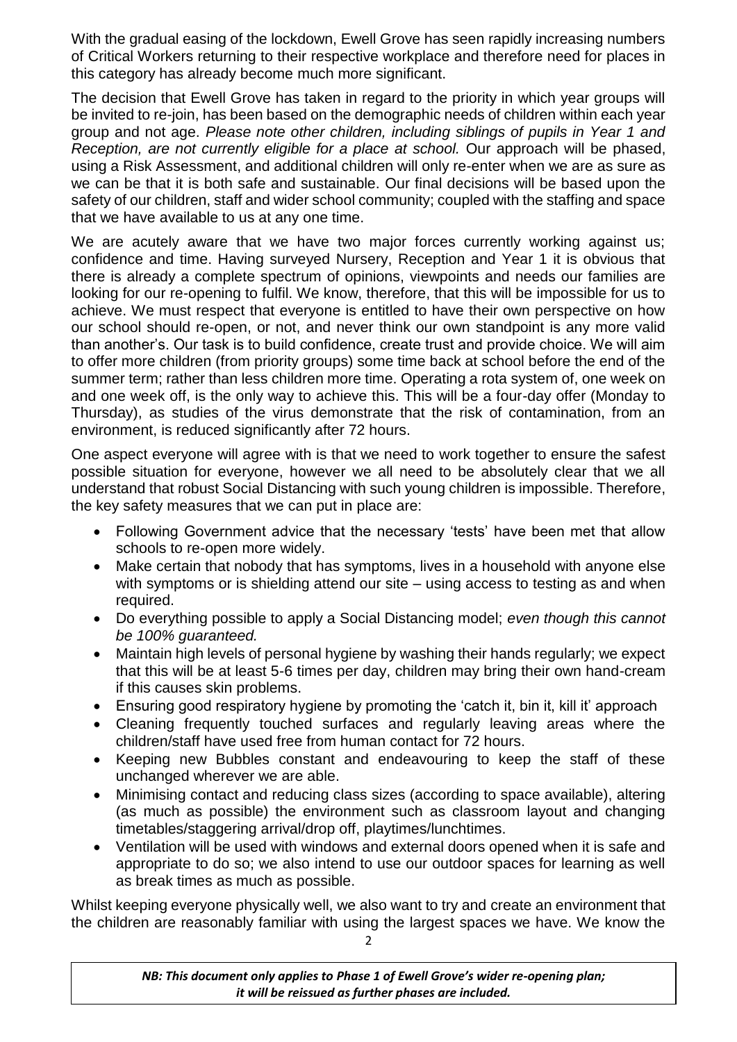With the gradual easing of the lockdown, Ewell Grove has seen rapidly increasing numbers of Critical Workers returning to their respective workplace and therefore need for places in this category has already become much more significant.

The decision that Ewell Grove has taken in regard to the priority in which year groups will be invited to re-join, has been based on the demographic needs of children within each year group and not age. *Please note other children, including siblings of pupils in Year 1 and Reception, are not currently eligible for a place at school.* Our approach will be phased, using a Risk Assessment, and additional children will only re-enter when we are as sure as we can be that it is both safe and sustainable. Our final decisions will be based upon the safety of our children, staff and wider school community; coupled with the staffing and space that we have available to us at any one time.

We are acutely aware that we have two major forces currently working against us; confidence and time. Having surveyed Nursery, Reception and Year 1 it is obvious that there is already a complete spectrum of opinions, viewpoints and needs our families are looking for our re-opening to fulfil. We know, therefore, that this will be impossible for us to achieve. We must respect that everyone is entitled to have their own perspective on how our school should re-open, or not, and never think our own standpoint is any more valid than another's. Our task is to build confidence, create trust and provide choice. We will aim to offer more children (from priority groups) some time back at school before the end of the summer term; rather than less children more time. Operating a rota system of, one week on and one week off, is the only way to achieve this. This will be a four-day offer (Monday to Thursday), as studies of the virus demonstrate that the risk of contamination, from an environment, is reduced significantly after 72 hours.

One aspect everyone will agree with is that we need to work together to ensure the safest possible situation for everyone, however we all need to be absolutely clear that we all understand that robust Social Distancing with such young children is impossible. Therefore, the key safety measures that we can put in place are:

- Following Government advice that the necessary 'tests' have been met that allow schools to re-open more widely.
- Make certain that nobody that has symptoms, lives in a household with anyone else with symptoms or is shielding attend our site – using access to testing as and when required.
- Do everything possible to apply a Social Distancing model; *even though this cannot be 100% guaranteed.*
- Maintain high levels of personal hygiene by washing their hands regularly; we expect that this will be at least 5-6 times per day, children may bring their own hand-cream if this causes skin problems.
- Ensuring good respiratory hygiene by promoting the 'catch it, bin it, kill it' approach
- Cleaning frequently touched surfaces and regularly leaving areas where the children/staff have used free from human contact for 72 hours.
- Keeping new Bubbles constant and endeavouring to keep the staff of these unchanged wherever we are able.
- Minimising contact and reducing class sizes (according to space available), altering (as much as possible) the environment such as classroom layout and changing timetables/staggering arrival/drop off, playtimes/lunchtimes.
- Ventilation will be used with windows and external doors opened when it is safe and appropriate to do so; we also intend to use our outdoor spaces for learning as well as break times as much as possible.

Whilst keeping everyone physically well, we also want to try and create an environment that the children are reasonably familiar with using the largest spaces we have. We know the

***NB: This document only applies to Phase 1 of Ewell Grove's wider re-opening plan; it will be reissued as further phases are included.***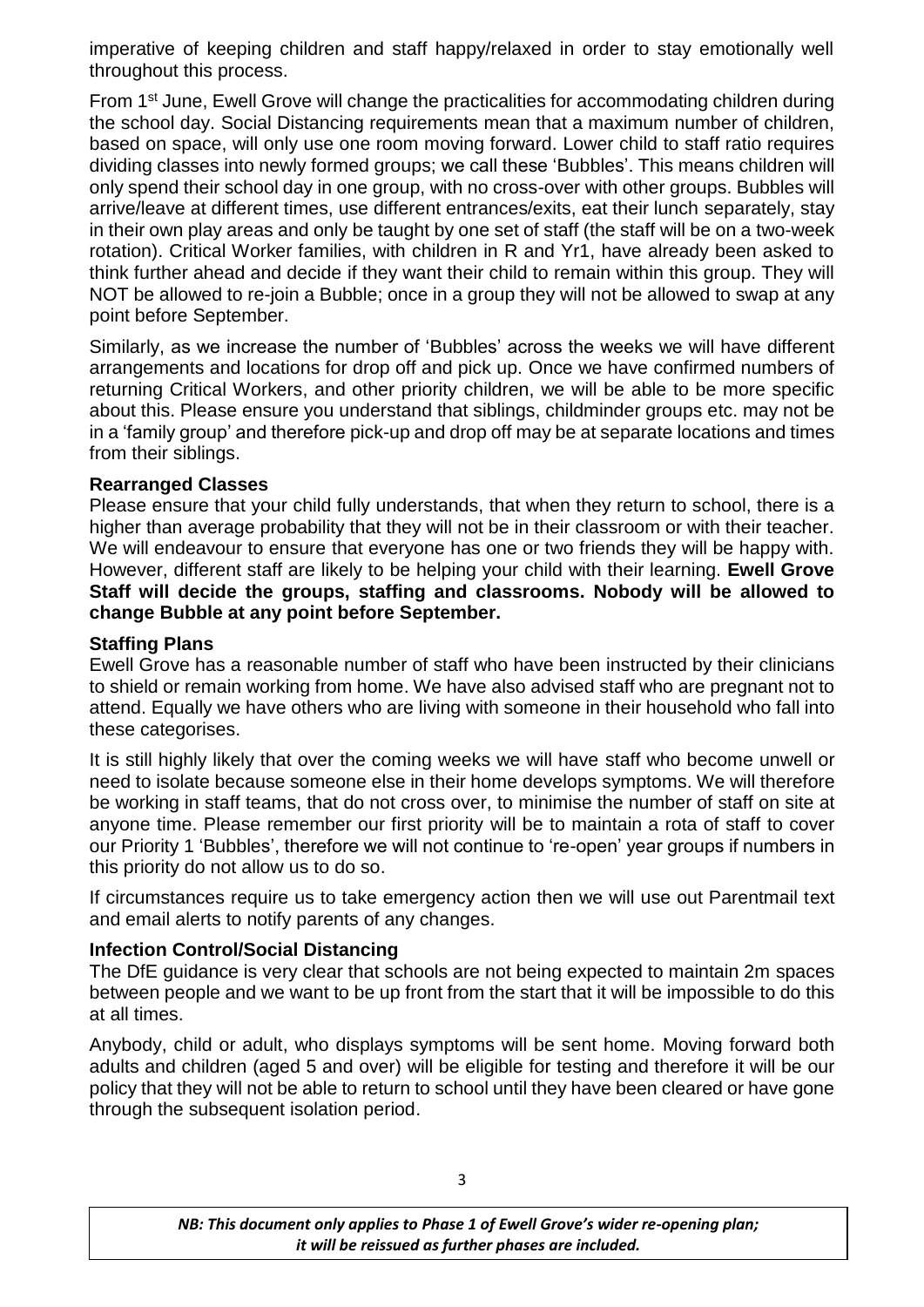imperative of keeping children and staff happy/relaxed in order to stay emotionally well throughout this process.

From 1st June, Ewell Grove will change the practicalities for accommodating children during the school day. Social Distancing requirements mean that a maximum number of children, based on space, will only use one room moving forward. Lower child to staff ratio requires dividing classes into newly formed groups; we call these 'Bubbles'. This means children will only spend their school day in one group, with no cross-over with other groups. Bubbles will arrive/leave at different times, use different entrances/exits, eat their lunch separately, stay in their own play areas and only be taught by one set of staff (the staff will be on a two-week rotation). Critical Worker families, with children in R and Yr1, have already been asked to think further ahead and decide if they want their child to remain within this group. They will NOT be allowed to re-join a Bubble; once in a group they will not be allowed to swap at any point before September.

Similarly, as we increase the number of 'Bubbles' across the weeks we will have different arrangements and locations for drop off and pick up. Once we have confirmed numbers of returning Critical Workers, and other priority children, we will be able to be more specific about this. Please ensure you understand that siblings, childminder groups etc. may not be in a 'family group' and therefore pick-up and drop off may be at separate locations and times from their siblings.

**Rearranged Classes**

Please ensure that your child fully understands, that when they return to school, there is a higher than average probability that they will not be in their classroom or with their teacher. We will endeavour to ensure that everyone has one or two friends they will be happy with. However, different staff are likely to be helping your child with their learning. **Ewell Grove Staff will decide the groups, staffing and classrooms. Nobody will be allowed to change Bubble at any point before September.**

**Staffing Plans**

Ewell Grove has a reasonable number of staff who have been instructed by their clinicians to shield or remain working from home. We have also advised staff who are pregnant not to attend. Equally we have others who are living with someone in their household who fall into these categorises.

It is still highly likely that over the coming weeks we will have staff who become unwell or need to isolate because someone else in their home develops symptoms. We will therefore be working in staff teams, that do not cross over, to minimise the number of staff on site at anyone time. Please remember our first priority will be to maintain a rota of staff to cover our Priority 1 'Bubbles', therefore we will not continue to 're-open' year groups if numbers in this priority do not allow us to do so.

If circumstances require us to take emergency action then we will use out Parentmail text and email alerts to notify parents of any changes.

**Infection Control/Social Distancing**

The DfE guidance is very clear that schools are not being expected to maintain 2m spaces between people and we want to be up front from the start that it will be impossible to do this at all times.

Anybody, child or adult, who displays symptoms will be sent home. Moving forward both adults and children (aged 5 and over) will be eligible for testing and therefore it will be our policy that they will not be able to return to school until they have been cleared or have gone through the subsequent isolation period.

*NB: This document only applies to Phase 1 of Ewell Grove's wider re-opening plan; it will be reissued as further phases are included.*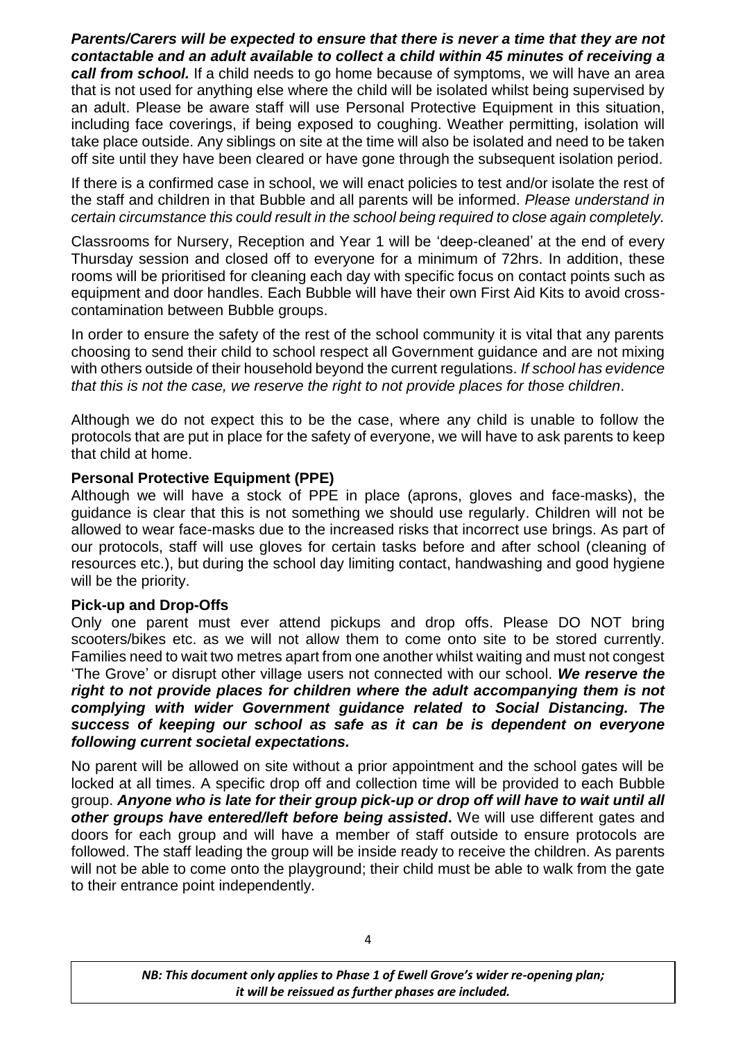***Parents/Carers will be expected to ensure that there is never a time that they are not contactable and an adult available to collect a child within 45 minutes of receiving a call from school.*** If a child needs to go home because of symptoms, we will have an area that is not used for anything else where the child will be isolated whilst being supervised by an adult. Please be aware staff will use Personal Protective Equipment in this situation, including face coverings, if being exposed to coughing. Weather permitting, isolation will take place outside. Any siblings on site at the time will also be isolated and need to be taken off site until they have been cleared or have gone through the subsequent isolation period.

If there is a confirmed case in school, we will enact policies to test and/or isolate the rest of the staff and children in that Bubble and all parents will be informed. *Please understand in certain circumstance this could result in the school being required to close again completely.*

Classrooms for Nursery, Reception and Year 1 will be 'deep-cleaned' at the end of every Thursday session and closed off to everyone for a minimum of 72hrs. In addition, these rooms will be prioritised for cleaning each day with specific focus on contact points such as equipment and door handles. Each Bubble will have their own First Aid Kits to avoid cross-contamination between Bubble groups.

In order to ensure the safety of the rest of the school community it is vital that any parents choosing to send their child to school respect all Government guidance and are not mixing with others outside of their household beyond the current regulations. *If school has evidence that this is not the case, we reserve the right to not provide places for those children*.

Although we do not expect this to be the case, where any child is unable to follow the protocols that are put in place for the safety of everyone, we will have to ask parents to keep that child at home.

**Personal Protective Equipment (PPE)**

Although we will have a stock of PPE in place (aprons, gloves and face-masks), the guidance is clear that this is not something we should use regularly. Children will not be allowed to wear face-masks due to the increased risks that incorrect use brings. As part of our protocols, staff will use gloves for certain tasks before and after school (cleaning of resources etc.), but during the school day limiting contact, handwashing and good hygiene will be the priority.

**Pick-up and Drop-Offs**

Only one parent must ever attend pickups and drop offs. Please DO NOT bring scooters/bikes etc. as we will not allow them to come onto site to be stored currently. Families need to wait two metres apart from one another whilst waiting and must not congest 'The Grove' or disrupt other village users not connected with our school. ***We reserve the right to not provide places for children where the adult accompanying them is not complying with wider Government guidance related to Social Distancing. The success of keeping our school as safe as it can be is dependent on everyone following current societal expectations.***

No parent will be allowed on site without a prior appointment and the school gates will be locked at all times. A specific drop off and collection time will be provided to each Bubble group. ***Anyone who is late for their group pick-up or drop off will have to wait until all other groups have entered/left before being assisted*.** We will use different gates and doors for each group and will have a member of staff outside to ensure protocols are followed. The staff leading the group will be inside ready to receive the children. As parents will not be able to come onto the playground; their child must be able to walk from the gate to their entrance point independently.

***NB: This document only applies to Phase 1 of Ewell Grove's wider re-opening plan; it will be reissued as further phases are included.***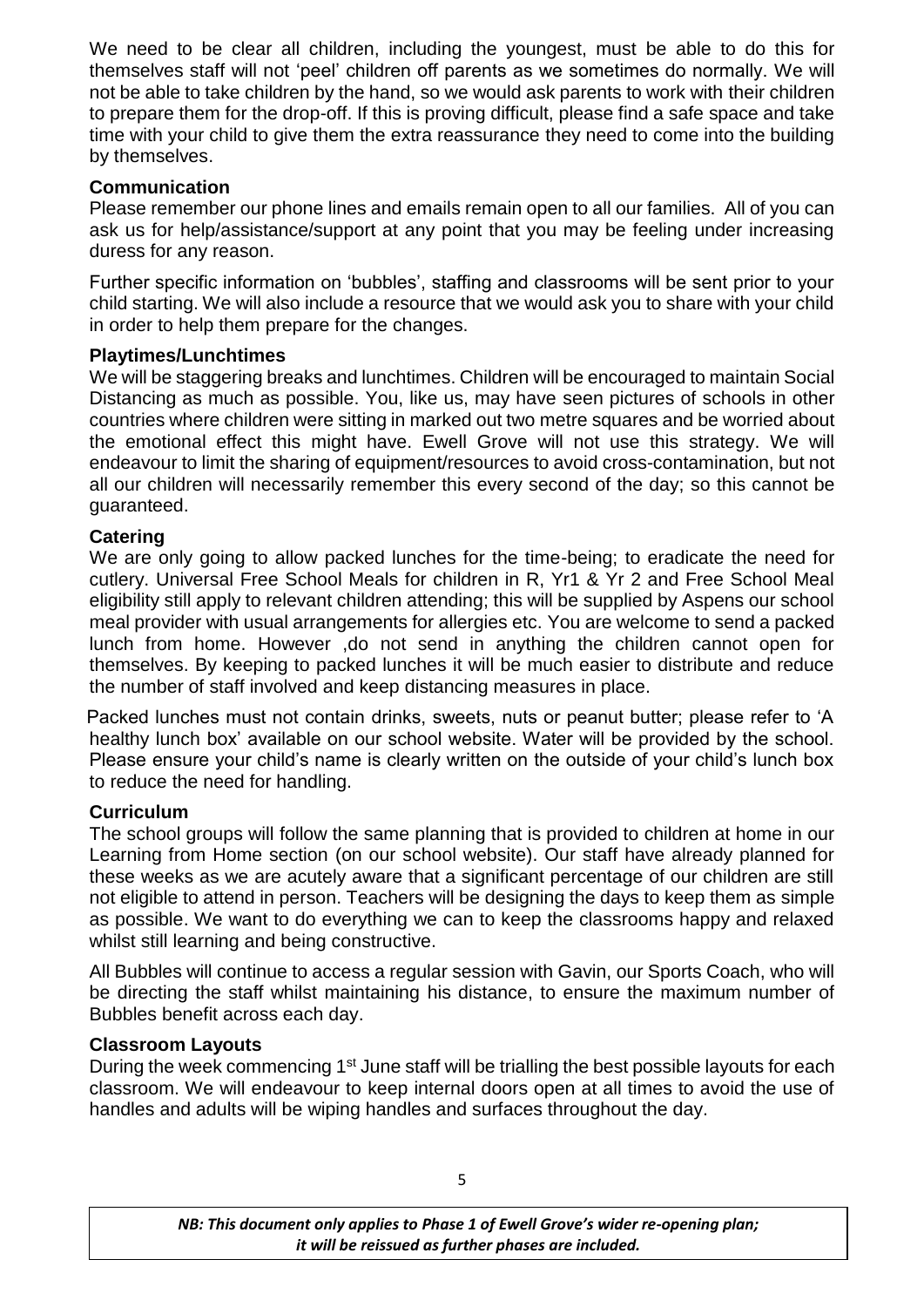We need to be clear all children, including the youngest, must be able to do this for themselves staff will not 'peel' children off parents as we sometimes do normally. We will not be able to take children by the hand, so we would ask parents to work with their children to prepare them for the drop-off. If this is proving difficult, please find a safe space and take time with your child to give them the extra reassurance they need to come into the building by themselves.

**Communication**

Please remember our phone lines and emails remain open to all our families. All of you can ask us for help/assistance/support at any point that you may be feeling under increasing duress for any reason.

Further specific information on 'bubbles', staffing and classrooms will be sent prior to your child starting. We will also include a resource that we would ask you to share with your child in order to help them prepare for the changes.

**Playtimes/Lunchtimes**

We will be staggering breaks and lunchtimes. Children will be encouraged to maintain Social Distancing as much as possible. You, like us, may have seen pictures of schools in other countries where children were sitting in marked out two metre squares and be worried about the emotional effect this might have. Ewell Grove will not use this strategy. We will endeavour to limit the sharing of equipment/resources to avoid cross-contamination, but not all our children will necessarily remember this every second of the day; so this cannot be guaranteed.

**Catering**

We are only going to allow packed lunches for the time-being; to eradicate the need for cutlery. Universal Free School Meals for children in R, Yr1 & Yr 2 and Free School Meal eligibility still apply to relevant children attending; this will be supplied by Aspens our school meal provider with usual arrangements for allergies etc. You are welcome to send a packed lunch from home. However ,do not send in anything the children cannot open for themselves. By keeping to packed lunches it will be much easier to distribute and reduce the number of staff involved and keep distancing measures in place.

Packed lunches must not contain drinks, sweets, nuts or peanut butter; please refer to 'A healthy lunch box' available on our school website. Water will be provided by the school. Please ensure your child's name is clearly written on the outside of your child's lunch box to reduce the need for handling.

**Curriculum**

The school groups will follow the same planning that is provided to children at home in our Learning from Home section (on our school website). Our staff have already planned for these weeks as we are acutely aware that a significant percentage of our children are still not eligible to attend in person. Teachers will be designing the days to keep them as simple as possible. We want to do everything we can to keep the classrooms happy and relaxed whilst still learning and being constructive.

All Bubbles will continue to access a regular session with Gavin, our Sports Coach, who will be directing the staff whilst maintaining his distance, to ensure the maximum number of Bubbles benefit across each day.

**Classroom Layouts**

During the week commencing 1st June staff will be trialling the best possible layouts for each classroom. We will endeavour to keep internal doors open at all times to avoid the use of handles and adults will be wiping handles and surfaces throughout the day.

*NB: This document only applies to Phase 1 of Ewell Grove's wider re-opening plan; it will be reissued as further phases are included.*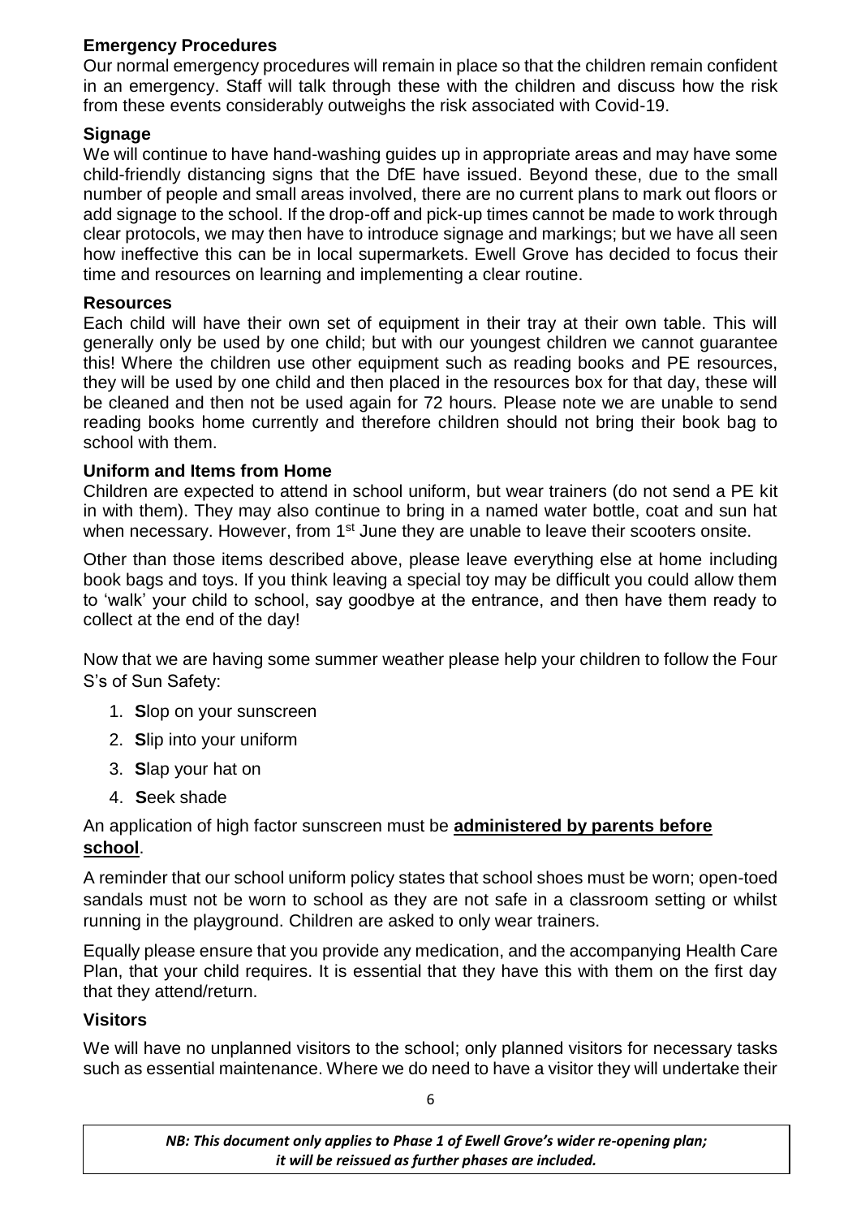### Emergency Procedures

Our normal emergency procedures will remain in place so that the children remain confident in an emergency. Staff will talk through these with the children and discuss how the risk from these events considerably outweighs the risk associated with Covid-19.

### Signage

We will continue to have hand-washing guides up in appropriate areas and may have some child-friendly distancing signs that the DfE have issued. Beyond these, due to the small number of people and small areas involved, there are no current plans to mark out floors or add signage to the school. If the drop-off and pick-up times cannot be made to work through clear protocols, we may then have to introduce signage and markings; but we have all seen how ineffective this can be in local supermarkets. Ewell Grove has decided to focus their time and resources on learning and implementing a clear routine.

### Resources

Each child will have their own set of equipment in their tray at their own table. This will generally only be used by one child; but with our youngest children we cannot guarantee this! Where the children use other equipment such as reading books and PE resources, they will be used by one child and then placed in the resources box for that day, these will be cleaned and then not be used again for 72 hours. Please note we are unable to send reading books home currently and therefore children should not bring their book bag to school with them.

### Uniform and Items from Home

Children are expected to attend in school uniform, but wear trainers (do not send a PE kit in with them). They may also continue to bring in a named water bottle, coat and sun hat when necessary. However, from 1st June they are unable to leave their scooters onsite.

Other than those items described above, please leave everything else at home including book bags and toys. If you think leaving a special toy may be difficult you could allow them to 'walk' your child to school, say goodbye at the entrance, and then have them ready to collect at the end of the day!

Now that we are having some summer weather please help your children to follow the Four S's of Sun Safety:

1. **S**lop on your sunscreen
2. **S**lip into your uniform
3. **S**lap your hat on
4. **S**eek shade

An application of high factor sunscreen must be **administered by parents before school**.

A reminder that our school uniform policy states that school shoes must be worn; open-toed sandals must not be worn to school as they are not safe in a classroom setting or whilst running in the playground. Children are asked to only wear trainers.

Equally please ensure that you provide any medication, and the accompanying Health Care Plan, that your child requires. It is essential that they have this with them on the first day that they attend/return.

### Visitors

We will have no unplanned visitors to the school; only planned visitors for necessary tasks such as essential maintenance. Where we do need to have a visitor they will undertake their

*NB: This document only applies to Phase 1 of Ewell Grove's wider re-opening plan; it will be reissued as further phases are included.*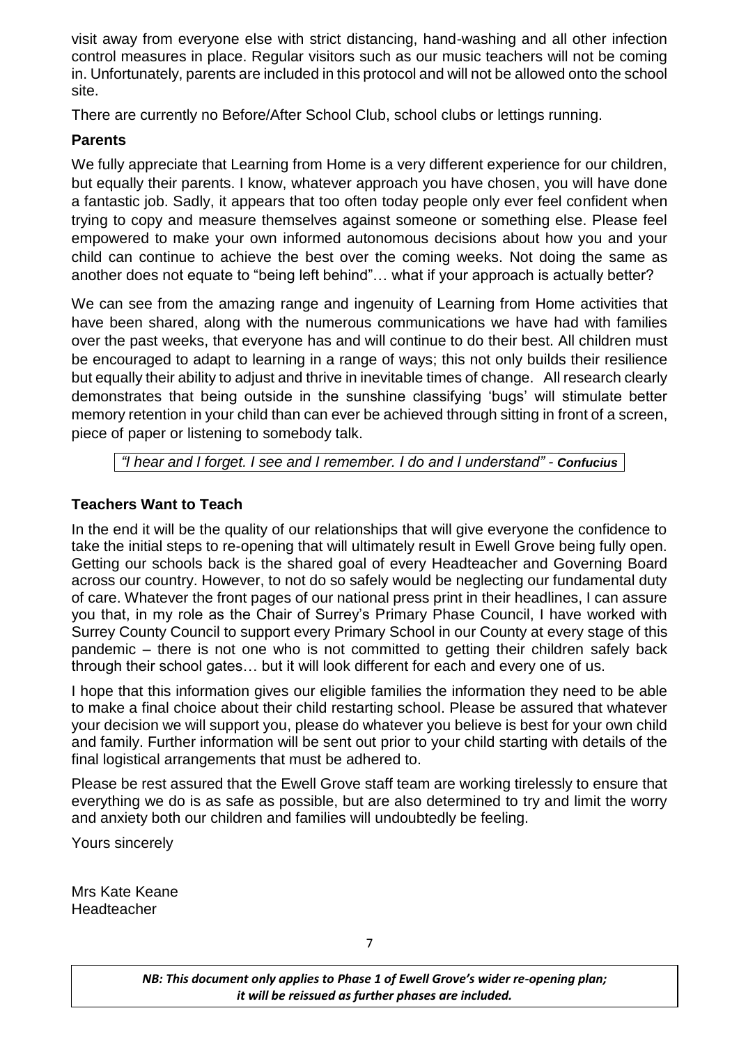visit away from everyone else with strict distancing, hand-washing and all other infection control measures in place. Regular visitors such as our music teachers will not be coming in. Unfortunately, parents are included in this protocol and will not be allowed onto the school site.

There are currently no Before/After School Club, school clubs or lettings running.

### Parents

We fully appreciate that Learning from Home is a very different experience for our children, but equally their parents. I know, whatever approach you have chosen, you will have done a fantastic job. Sadly, it appears that too often today people only ever feel confident when trying to copy and measure themselves against someone or something else. Please feel empowered to make your own informed autonomous decisions about how you and your child can continue to achieve the best over the coming weeks. Not doing the same as another does not equate to "being left behind"… what if your approach is actually better?

We can see from the amazing range and ingenuity of Learning from Home activities that have been shared, along with the numerous communications we have had with families over the past weeks, that everyone has and will continue to do their best. All children must be encouraged to adapt to learning in a range of ways; this not only builds their resilience but equally their ability to adjust and thrive in inevitable times of change. All research clearly demonstrates that being outside in the sunshine classifying 'bugs' will stimulate better memory retention in your child than can ever be achieved through sitting in front of a screen, piece of paper or listening to somebody talk.

*"I hear and I forget. I see and I remember. I do and I understand"* - ***Confucius***

### Teachers Want to Teach

In the end it will be the quality of our relationships that will give everyone the confidence to take the initial steps to re-opening that will ultimately result in Ewell Grove being fully open. Getting our schools back is the shared goal of every Headteacher and Governing Board across our country. However, to not do so safely would be neglecting our fundamental duty of care. Whatever the front pages of our national press print in their headlines, I can assure you that, in my role as the Chair of Surrey's Primary Phase Council, I have worked with Surrey County Council to support every Primary School in our County at every stage of this pandemic – there is not one who is not committed to getting their children safely back through their school gates… but it will look different for each and every one of us.

I hope that this information gives our eligible families the information they need to be able to make a final choice about their child restarting school. Please be assured that whatever your decision we will support you, please do whatever you believe is best for your own child and family. Further information will be sent out prior to your child starting with details of the final logistical arrangements that must be adhered to.

Please be rest assured that the Ewell Grove staff team are working tirelessly to ensure that everything we do is as safe as possible, but are also determined to try and limit the worry and anxiety both our children and families will undoubtedly be feeling.

Yours sincerely

Mrs Kate Keane
Headteacher

***NB: This document only applies to Phase 1 of Ewell Grove's wider re-opening plan; it will be reissued as further phases are included.***